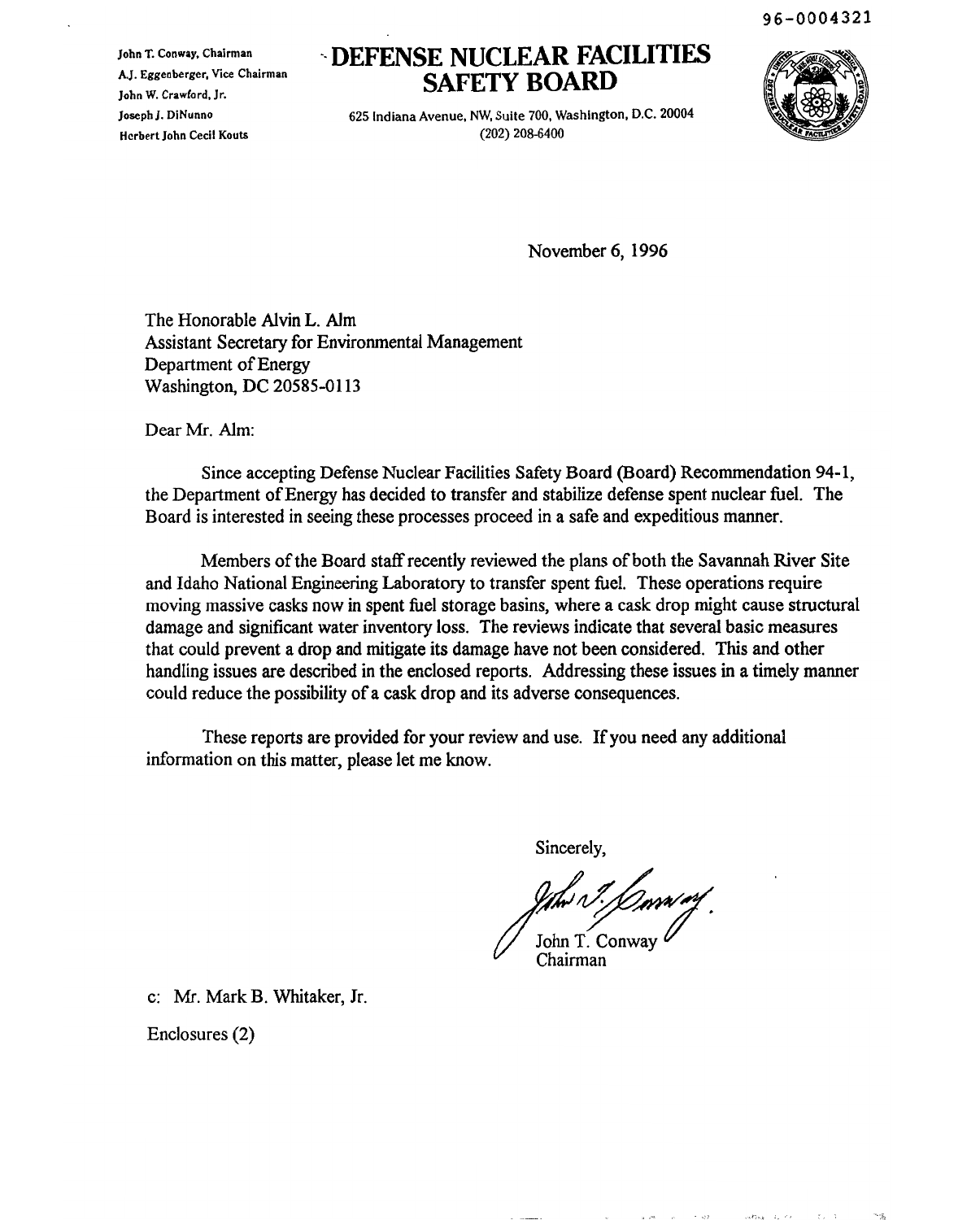96-0004321

John T. Conway, Chairman
A.J. Eggenberger, Vice Chairman
John W. Crawford, Jr.
Joseph J. DiNunno
Herbert John Cecil Kouts

# DEFENSE NUCLEAR FACILITIES SAFETY BOARD

625 Indiana Avenue, NW, Suite 700, Washington, D.C. 20004
(202) 208-6400

November 6, 1996

The Honorable Alvin L. Alm
Assistant Secretary for Environmental Management
Department of Energy
Washington, DC 20585-0113

Dear Mr. Alm:

Since accepting Defense Nuclear Facilities Safety Board (Board) Recommendation 94-1, the Department of Energy has decided to transfer and stabilize defense spent nuclear fuel. The Board is interested in seeing these processes proceed in a safe and expeditious manner.

Members of the Board staff recently reviewed the plans of both the Savannah River Site and Idaho National Engineering Laboratory to transfer spent fuel. These operations require moving massive casks now in spent fuel storage basins, where a cask drop might cause structural damage and significant water inventory loss. The reviews indicate that several basic measures that could prevent a drop and mitigate its damage have not been considered. This and other handling issues are described in the enclosed reports. Addressing these issues in a timely manner could reduce the possibility of a cask drop and its adverse consequences.

These reports are provided for your review and use. If you need any additional information on this matter, please let me know.

Sincerely,

John T. Conway
Chairman

c: Mr. Mark B. Whitaker, Jr.

Enclosures (2)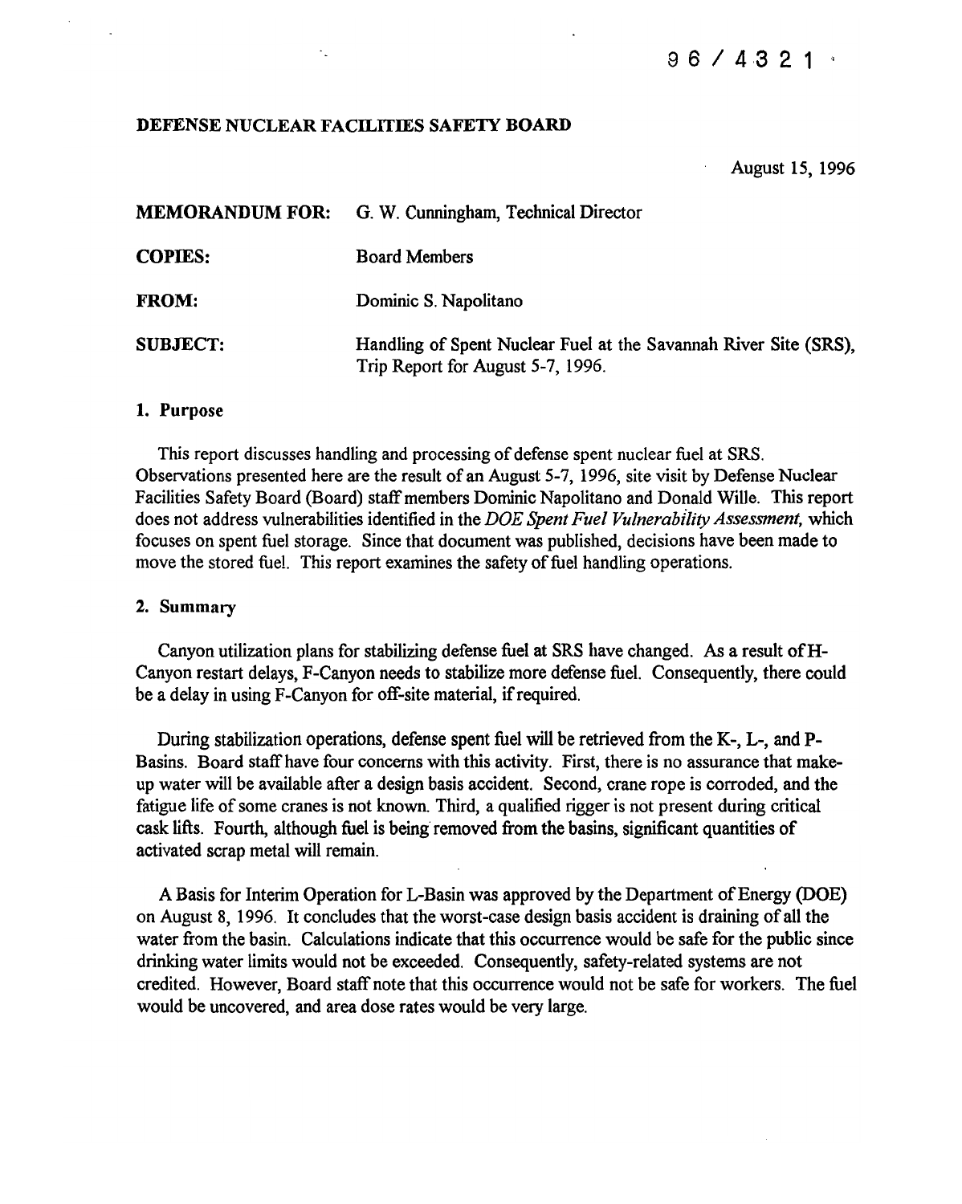96 / 4321

**DEFENSE NUCLEAR FACILITIES SAFETY BOARD**

August 15, 1996

**MEMORANDUM FOR:** G. W. Cunningham, Technical Director

**COPIES:** Board Members

**FROM:** Dominic S. Napolitano

**SUBJECT:** Handling of Spent Nuclear Fuel at the Savannah River Site (SRS), Trip Report for August 5-7, 1996.

## 1. Purpose

This report discusses handling and processing of defense spent nuclear fuel at SRS. Observations presented here are the result of an August 5-7, 1996, site visit by Defense Nuclear Facilities Safety Board (Board) staff members Dominic Napolitano and Donald Wille. This report does not address vulnerabilities identified in the *DOE Spent Fuel Vulnerability Assessment,* which focuses on spent fuel storage. Since that document was published, decisions have been made to move the stored fuel. This report examines the safety of fuel handling operations.

## 2. Summary

Canyon utilization plans for stabilizing defense fuel at SRS have changed. As a result of H-Canyon restart delays, F-Canyon needs to stabilize more defense fuel. Consequently, there could be a delay in using F-Canyon for off-site material, if required.

During stabilization operations, defense spent fuel will be retrieved from the K-, L-, and P-Basins. Board staff have four concerns with this activity. First, there is no assurance that make-up water will be available after a design basis accident. Second, crane rope is corroded, and the fatigue life of some cranes is not known. Third, a qualified rigger is not present during critical cask lifts. Fourth, although fuel is being removed from the basins, significant quantities of activated scrap metal will remain.

A Basis for Interim Operation for L-Basin was approved by the Department of Energy (DOE) on August 8, 1996. It concludes that the worst-case design basis accident is draining of all the water from the basin. Calculations indicate that this occurrence would be safe for the public since drinking water limits would not be exceeded. Consequently, safety-related systems are not credited. However, Board staff note that this occurrence would not be safe for workers. The fuel would be uncovered, and area dose rates would be very large.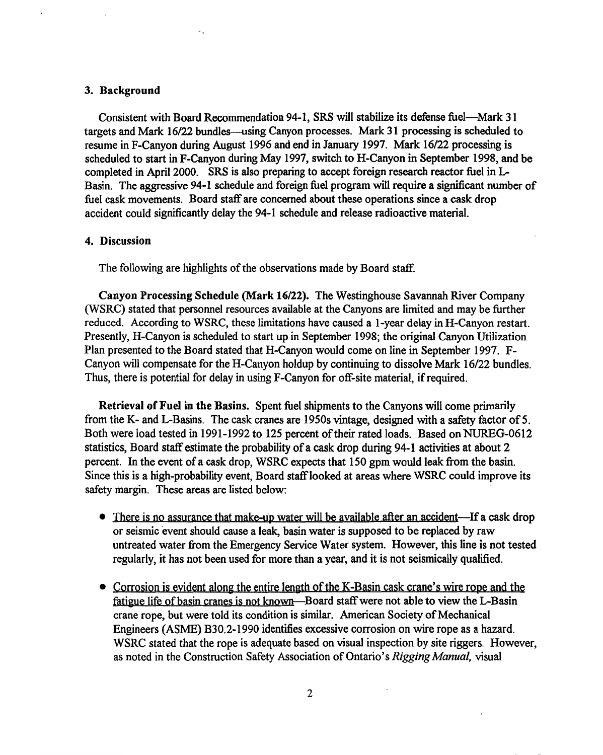## 3. Background

Consistent with Board Recommendation 94-1, SRS will stabilize its defense fuel—Mark 31 targets and Mark 16/22 bundles—using Canyon processes. Mark 31 processing is scheduled to resume in F-Canyon during August 1996 and end in January 1997. Mark 16/22 processing is scheduled to start in F-Canyon during May 1997, switch to H-Canyon in September 1998, and be completed in April 2000. SRS is also preparing to accept foreign research reactor fuel in L-Basin. The aggressive 94-1 schedule and foreign fuel program will require a significant number of fuel cask movements. Board staff are concerned about these operations since a cask drop accident could significantly delay the 94-1 schedule and release radioactive material.

## 4. Discussion

The following are highlights of the observations made by Board staff.

**Canyon Processing Schedule (Mark 16/22).** The Westinghouse Savannah River Company (WSRC) stated that personnel resources available at the Canyons are limited and may be further reduced. According to WSRC, these limitations have caused a 1-year delay in H-Canyon restart. Presently, H-Canyon is scheduled to start up in September 1998; the original Canyon Utilization Plan presented to the Board stated that H-Canyon would come on line in September 1997. F-Canyon will compensate for the H-Canyon holdup by continuing to dissolve Mark 16/22 bundles. Thus, there is potential for delay in using F-Canyon for off-site material, if required.

**Retrieval of Fuel in the Basins.** Spent fuel shipments to the Canyons will come primarily from the K- and L-Basins. The cask cranes are 1950s vintage, designed with a safety factor of 5. Both were load tested in 1991-1992 to 125 percent of their rated loads. Based on NUREG-0612 statistics, Board staff estimate the probability of a cask drop during 94-1 activities at about 2 percent. In the event of a cask drop, WSRC expects that 150 gpm would leak from the basin. Since this is a high-probability event, Board staff looked at areas where WSRC could improve its safety margin. These areas are listed below:

- There is no assurance that make-up water will be available after an accident—If a cask drop or seismic event should cause a leak, basin water is supposed to be replaced by raw untreated water from the Emergency Service Water system. However, this line is not tested regularly, it has not been used for more than a year, and it is not seismically qualified.
- Corrosion is evident along the entire length of the K-Basin cask crane's wire rope and the fatigue life of basin cranes is not known—Board staff were not able to view the L-Basin crane rope, but were told its condition is similar. American Society of Mechanical Engineers (ASME) B30.2-1990 identifies excessive corrosion on wire rope as a hazard. WSRC stated that the rope is adequate based on visual inspection by site riggers. However, as noted in the Construction Safety Association of Ontario's *Rigging Manual*, visual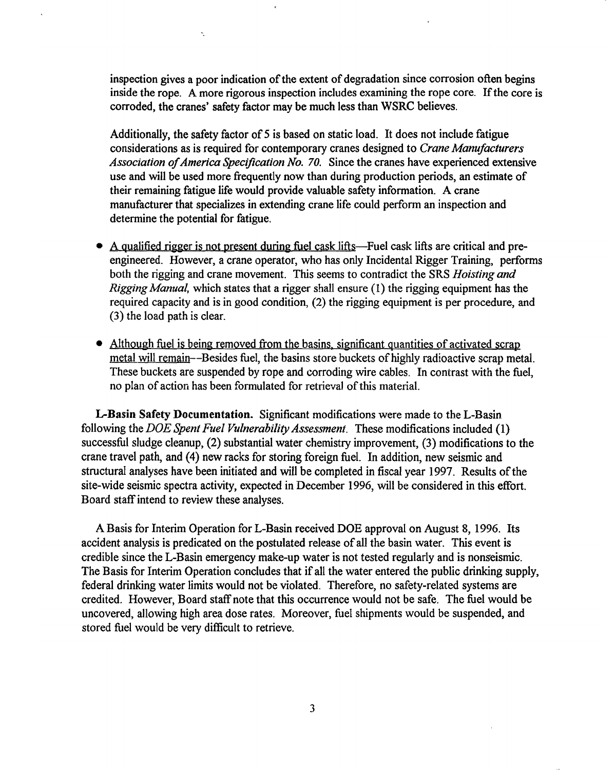inspection gives a poor indication of the extent of degradation since corrosion often begins inside the rope. A more rigorous inspection includes examining the rope core. If the core is corroded, the cranes' safety factor may be much less than WSRC believes.

Additionally, the safety factor of 5 is based on static load. It does not include fatigue considerations as is required for contemporary cranes designed to *Crane Manufacturers Association of America Specification No. 70.* Since the cranes have experienced extensive use and will be used more frequently now than during production periods, an estimate of their remaining fatigue life would provide valuable safety information. A crane manufacturer that specializes in extending crane life could perform an inspection and determine the potential for fatigue.

- A qualified rigger is not present during fuel cask lifts—Fuel cask lifts are critical and pre-engineered. However, a crane operator, who has only Incidental Rigger Training, performs both the rigging and crane movement. This seems to contradict the SRS *Hoisting and Rigging Manual,* which states that a rigger shall ensure (1) the rigging equipment has the required capacity and is in good condition, (2) the rigging equipment is per procedure, and (3) the load path is clear.

- Although fuel is being removed from the basins, significant quantities of activated scrap metal will remain--Besides fuel, the basins store buckets of highly radioactive scrap metal. These buckets are suspended by rope and corroding wire cables. In contrast with the fuel, no plan of action has been formulated for retrieval of this material.

**L-Basin Safety Documentation.** Significant modifications were made to the L-Basin following the *DOE Spent Fuel Vulnerability Assessment.* These modifications included (1) successful sludge cleanup, (2) substantial water chemistry improvement, (3) modifications to the crane travel path, and (4) new racks for storing foreign fuel. In addition, new seismic and structural analyses have been initiated and will be completed in fiscal year 1997. Results of the site-wide seismic spectra activity, expected in December 1996, will be considered in this effort. Board staff intend to review these analyses.

A Basis for Interim Operation for L-Basin received DOE approval on August 8, 1996. Its accident analysis is predicated on the postulated release of all the basin water. This event is credible since the L-Basin emergency make-up water is not tested regularly and is nonseismic. The Basis for Interim Operation concludes that if all the water entered the public drinking supply, federal drinking water limits would not be violated. Therefore, no safety-related systems are credited. However, Board staff note that this occurrence would not be safe. The fuel would be uncovered, allowing high area dose rates. Moreover, fuel shipments would be suspended, and stored fuel would be very difficult to retrieve.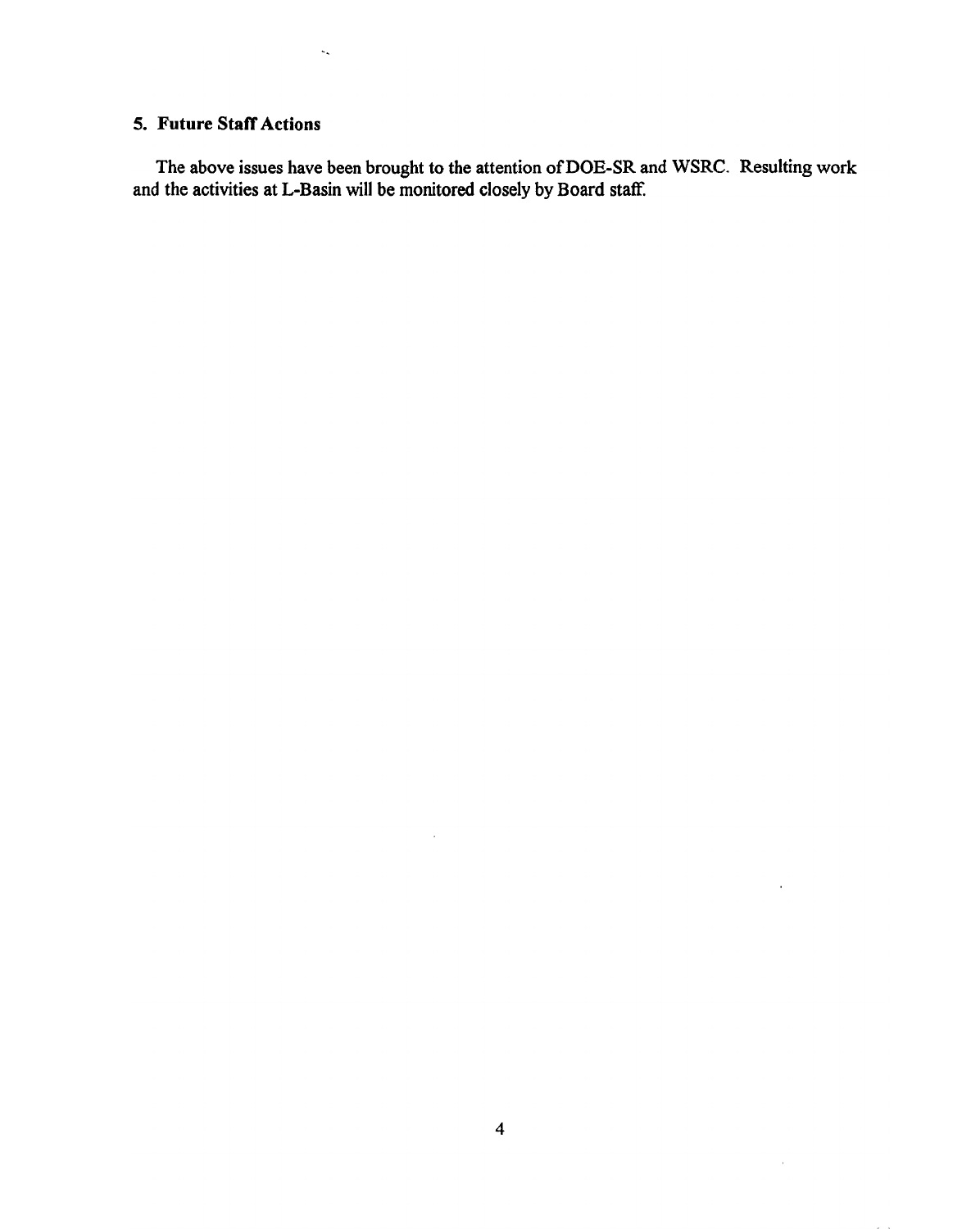## 5. Future Staff Actions

The above issues have been brought to the attention of DOE-SR and WSRC. Resulting work and the activities at L-Basin will be monitored closely by Board staff.